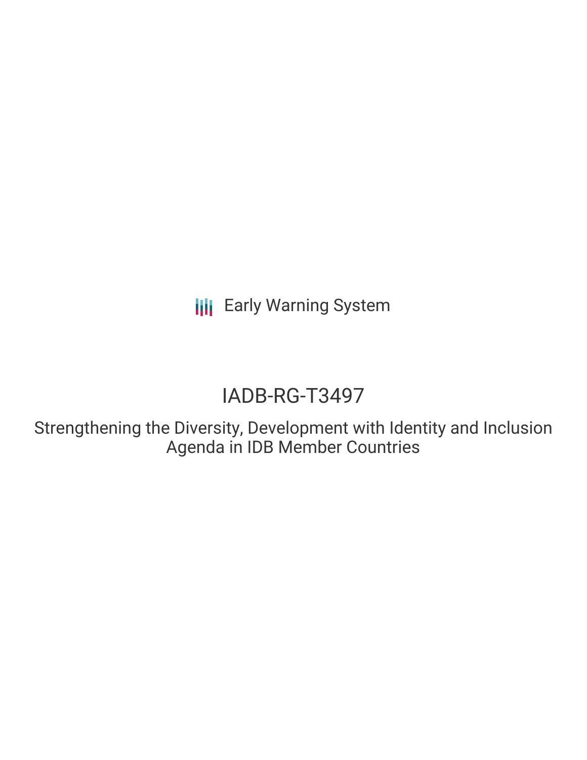Early Warning System

# IADB-RG-T3497

## Strengthening the Diversity, Development with Identity and Inclusion Agenda in IDB Member Countries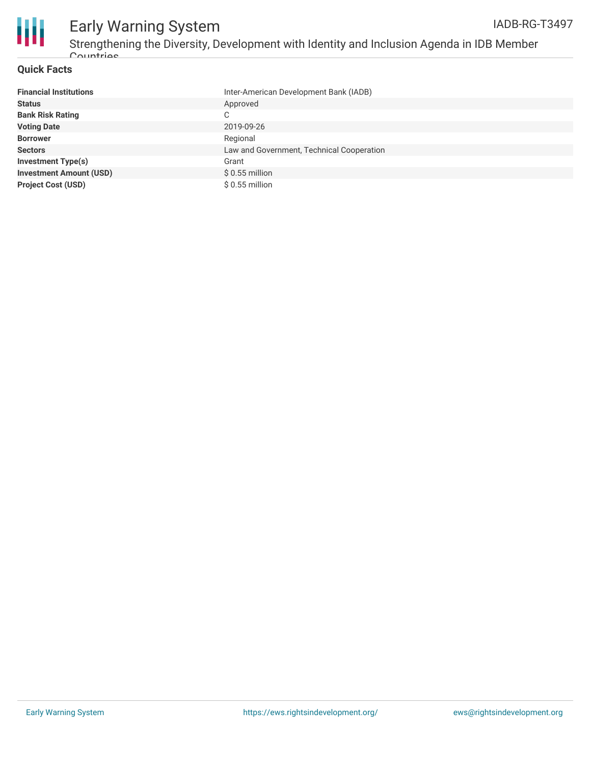## Quick Facts

| | |
|---|---|
| **Financial Institutions** | Inter-American Development Bank (IADB) |
| **Status** | Approved |
| **Bank Risk Rating** | C |
| **Voting Date** | 2019-09-26 |
| **Borrower** | Regional |
| **Sectors** | Law and Government, Technical Cooperation |
| **Investment Type(s)** | Grant |
| **Investment Amount (USD)** | $ 0.55 million |
| **Project Cost (USD)** | $ 0.55 million |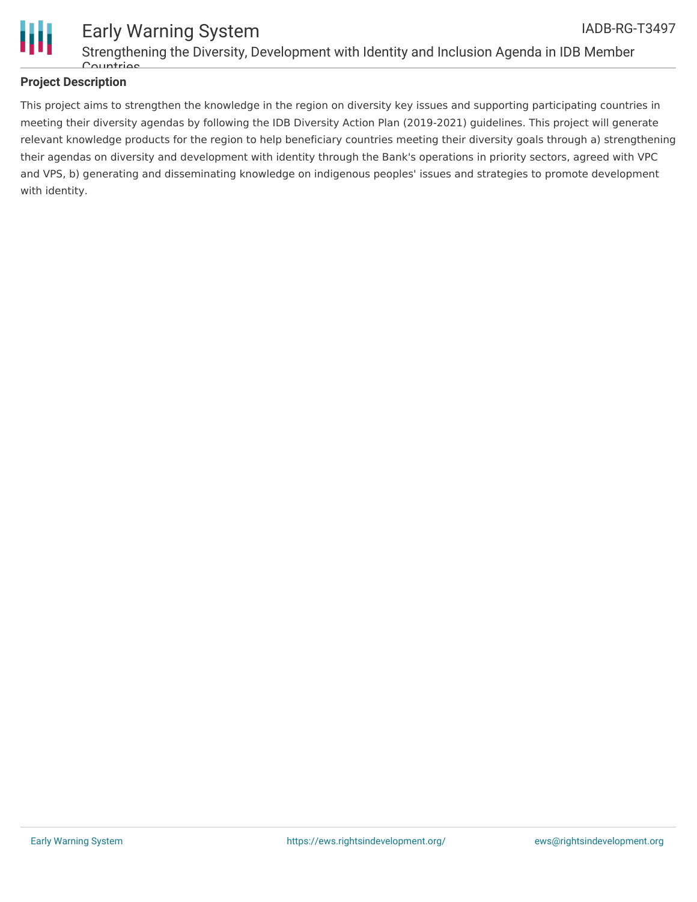## Project Description

This project aims to strengthen the knowledge in the region on diversity key issues and supporting participating countries in meeting their diversity agendas by following the IDB Diversity Action Plan (2019-2021) guidelines. This project will generate relevant knowledge products for the region to help beneficiary countries meeting their diversity goals through a) strengthening their agendas on diversity and development with identity through the Bank's operations in priority sectors, agreed with VPC and VPS, b) generating and disseminating knowledge on indigenous peoples' issues and strategies to promote development with identity.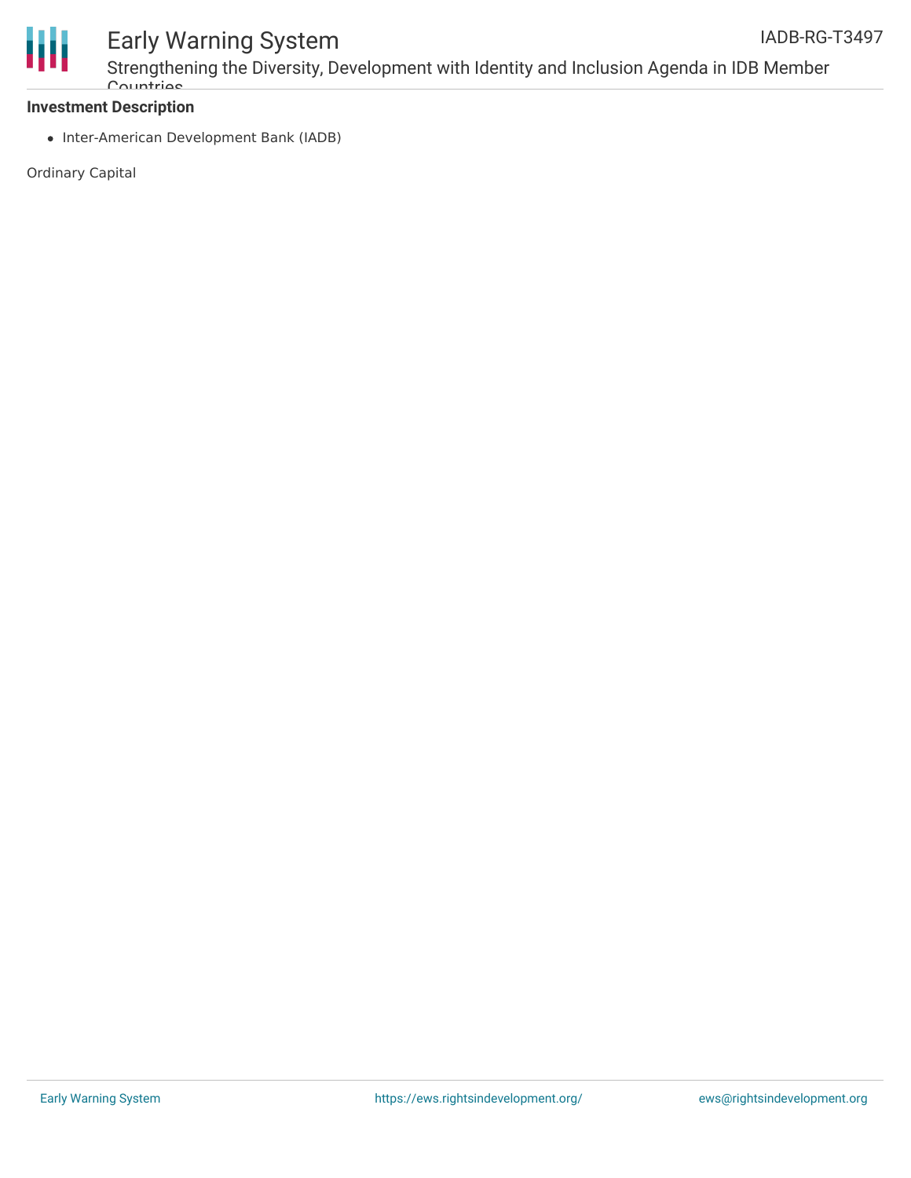**Investment Description**

- Inter-American Development Bank (IADB)

Ordinary Capital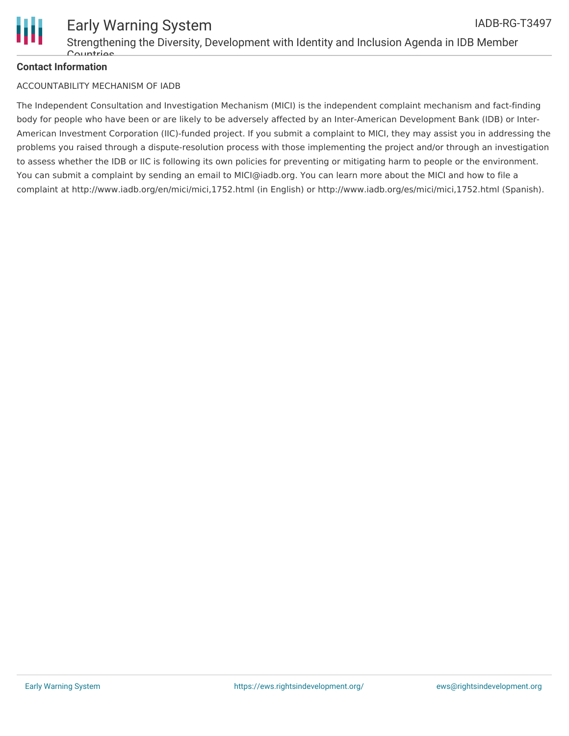**Contact Information**

ACCOUNTABILITY MECHANISM OF IADB

The Independent Consultation and Investigation Mechanism (MICI) is the independent complaint mechanism and fact-finding body for people who have been or are likely to be adversely affected by an Inter-American Development Bank (IDB) or Inter-American Investment Corporation (IIC)-funded project. If you submit a complaint to MICI, they may assist you in addressing the problems you raised through a dispute-resolution process with those implementing the project and/or through an investigation to assess whether the IDB or IIC is following its own policies for preventing or mitigating harm to people or the environment. You can submit a complaint by sending an email to MICI@iadb.org. You can learn more about the MICI and how to file a complaint at http://www.iadb.org/en/mici/mici,1752.html (in English) or http://www.iadb.org/es/mici/mici,1752.html (Spanish).